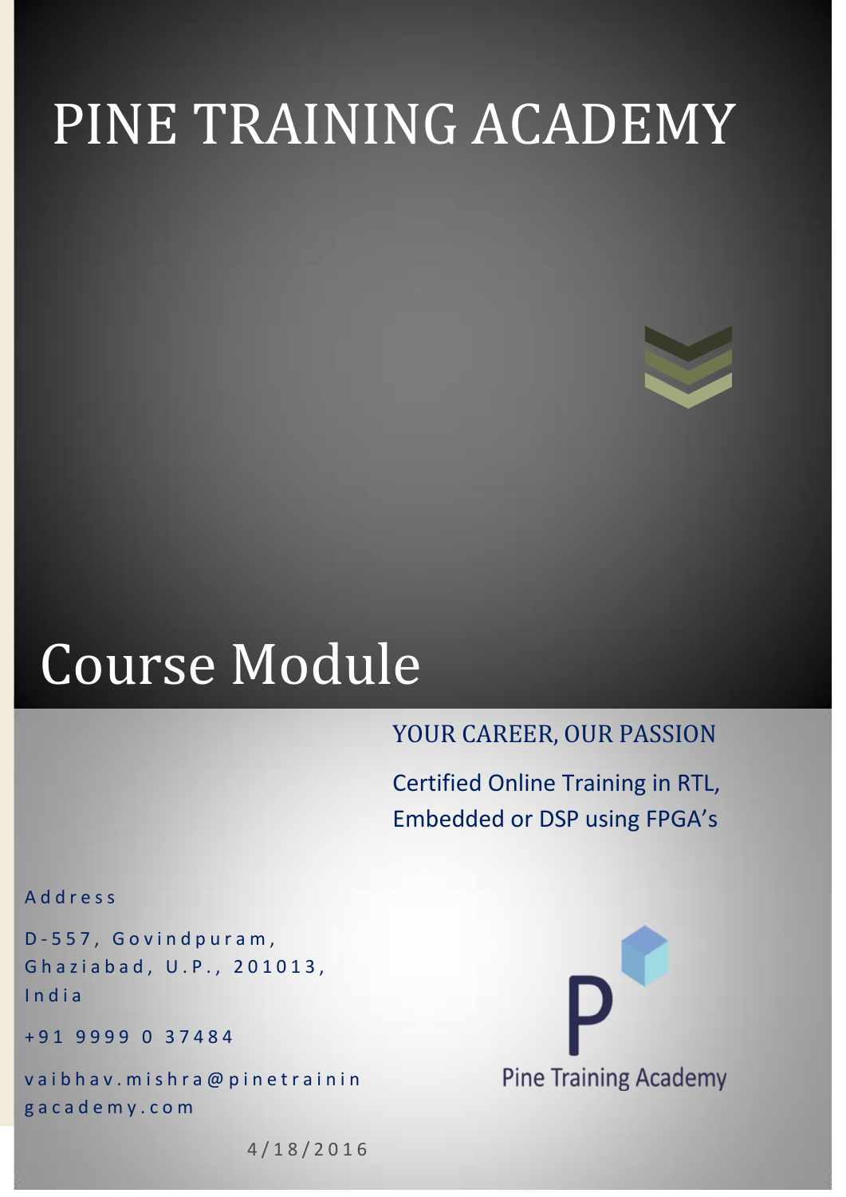# PINE TRAINING ACADEMY

# Course Module

YOUR CAREER, OUR PASSION

Certified Online Training in RTL, Embedded or DSP using FPGA's

Address

D-557, Govindpuram, Ghaziabad, U.P., 201013, India

+91 9999 0 37484

vaibhav.mishra@pinetrainingacademy.com

Pine Training Academy

4/18/2016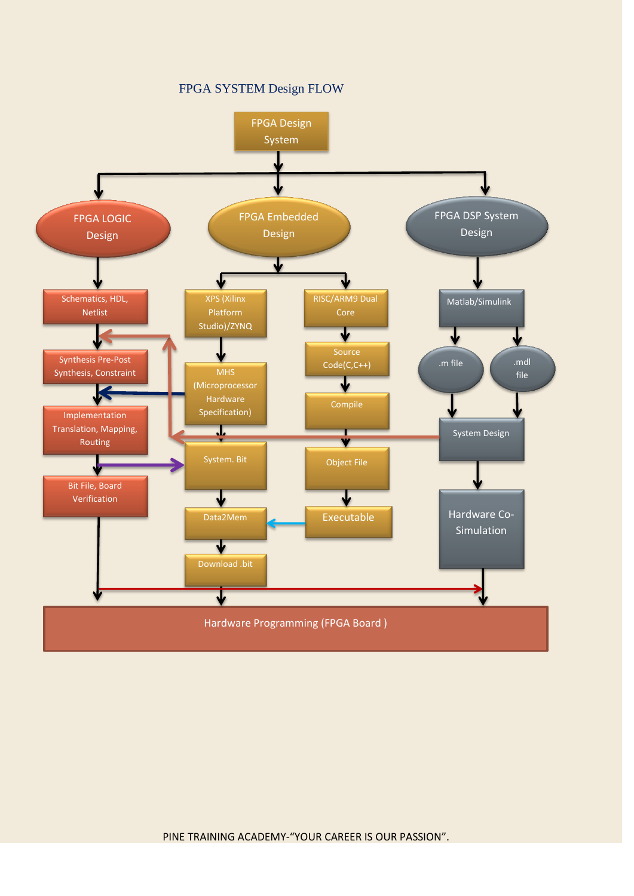FPGA SYSTEM Design FLOW

FPGA Design System

FPGA LOGIC Design

FPGA Embedded Design

FPGA DSP System Design

Schematics, HDL, Netlist

Synthesis Pre-Post Synthesis, Constraint

Implementation Translation, Mapping, Routing

Bit File, Board Verification

XPS (Xilinx Platform Studio)/ZYNQ

MHS (Microprocessor Hardware Specification)

System. Bit

Data2Mem

Download .bit

RISC/ARM9 Dual Core

Source Code(C,C++)

Compile

Object File

Executable

Matlab/Simulink

.m file

.mdl file

System Design

Hardware Co-Simulation

Hardware Programming (FPGA Board )

PINE TRAINING ACADEMY-"YOUR CAREER IS OUR PASSION".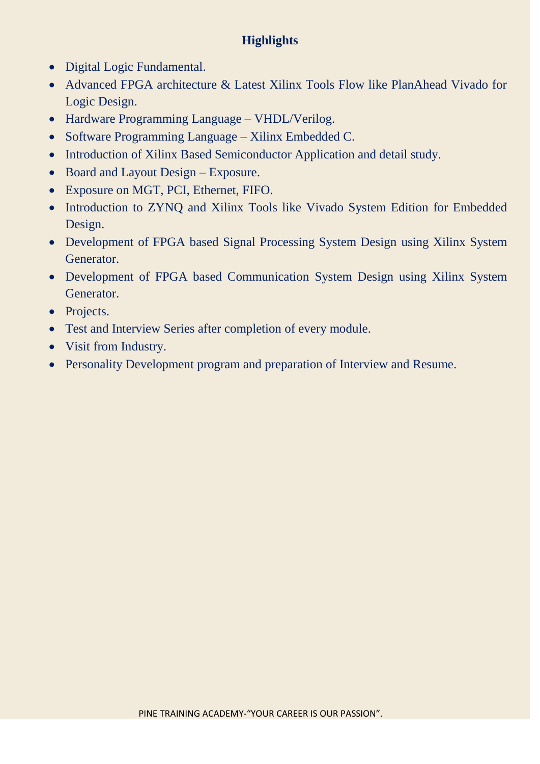## Highlights

- Digital Logic Fundamental.
- Advanced FPGA architecture & Latest Xilinx Tools Flow like PlanAhead Vivado for Logic Design.
- Hardware Programming Language – VHDL/Verilog.
- Software Programming Language – Xilinx Embedded C.
- Introduction of Xilinx Based Semiconductor Application and detail study.
- Board and Layout Design – Exposure.
- Exposure on MGT, PCI, Ethernet, FIFO.
- Introduction to ZYNQ and Xilinx Tools like Vivado System Edition for Embedded Design.
- Development of FPGA based Signal Processing System Design using Xilinx System Generator.
- Development of FPGA based Communication System Design using Xilinx System Generator.
- Projects.
- Test and Interview Series after completion of every module.
- Visit from Industry.
- Personality Development program and preparation of Interview and Resume.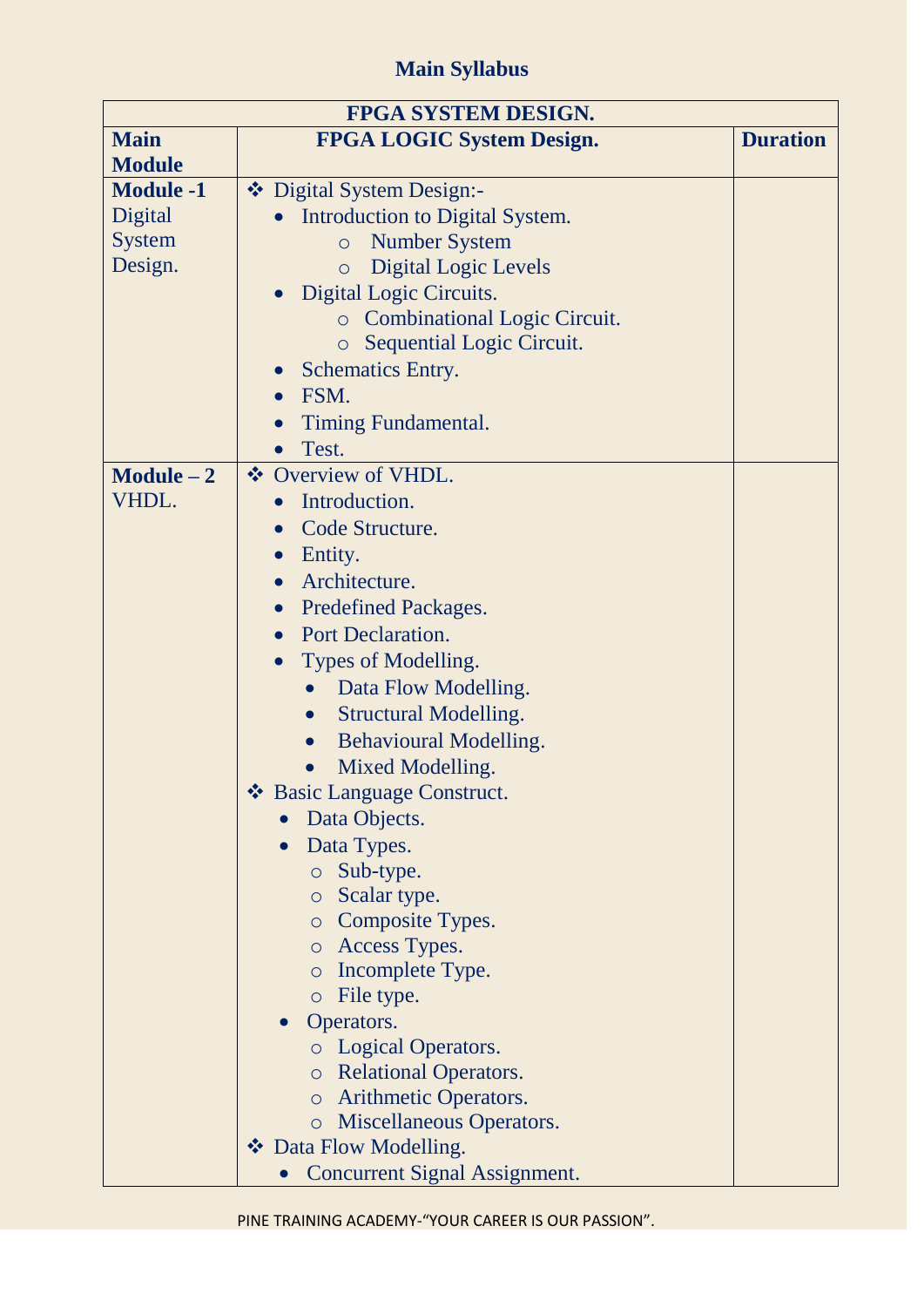## Main Syllabus

| FPGA SYSTEM DESIGN. | | |
|---|---|---|
| **Main Module** | **FPGA LOGIC System Design.** | **Duration** |
| **Module -1** Digital System Design. | ❖ Digital System Design:-<br>• Introduction to Digital System.<br>○ Number System<br>○ Digital Logic Levels<br>• Digital Logic Circuits.<br>○ Combinational Logic Circuit.<br>○ Sequential Logic Circuit.<br>• Schematics Entry.<br>• FSM.<br>• Timing Fundamental.<br>• Test. | |
| **Module – 2** VHDL. | ❖ Overview of VHDL.<br>• Introduction.<br>• Code Structure.<br>• Entity.<br>• Architecture.<br>• Predefined Packages.<br>• Port Declaration.<br>• Types of Modelling.<br>• Data Flow Modelling.<br>• Structural Modelling.<br>• Behavioural Modelling.<br>• Mixed Modelling.<br>❖ Basic Language Construct.<br>• Data Objects.<br>• Data Types.<br>○ Sub-type.<br>○ Scalar type.<br>○ Composite Types.<br>○ Access Types.<br>○ Incomplete Type.<br>○ File type.<br>• Operators.<br>○ Logical Operators.<br>○ Relational Operators.<br>○ Arithmetic Operators.<br>○ Miscellaneous Operators.<br>❖ Data Flow Modelling.<br>• Concurrent Signal Assignment. | |

PINE TRAINING ACADEMY-"YOUR CAREER IS OUR PASSION".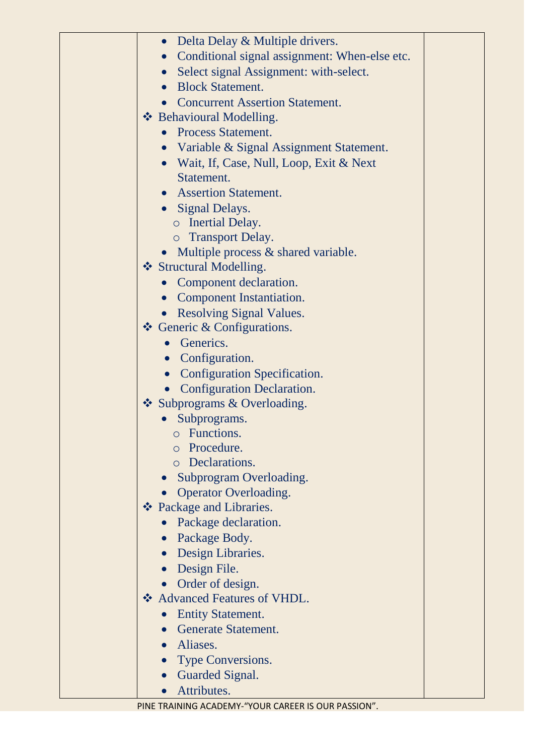| | | | |
|---|---|---|---|
| | • Delta Delay & Multiple drivers.<br>• Conditional signal assignment: When-else etc.<br>• Select signal Assignment: with-select.<br>• Block Statement.<br>• Concurrent Assertion Statement.<br>❖ Behavioural Modelling.<br>• Process Statement.<br>• Variable & Signal Assignment Statement.<br>• Wait, If, Case, Null, Loop, Exit & Next Statement.<br>• Assertion Statement.<br>• Signal Delays.<br>o Inertial Delay.<br>o Transport Delay.<br>• Multiple process & shared variable.<br>❖ Structural Modelling.<br>• Component declaration.<br>• Component Instantiation.<br>• Resolving Signal Values.<br>❖ Generic & Configurations.<br>• Generics.<br>• Configuration.<br>• Configuration Specification.<br>• Configuration Declaration.<br>❖ Subprograms & Overloading.<br>• Subprograms.<br>o Functions.<br>o Procedure.<br>o Declarations.<br>• Subprogram Overloading.<br>• Operator Overloading.<br>❖ Package and Libraries.<br>• Package declaration.<br>• Package Body.<br>• Design Libraries.<br>• Design File.<br>• Order of design.<br>❖ Advanced Features of VHDL.<br>• Entity Statement.<br>• Generate Statement.<br>• Aliases.<br>• Type Conversions.<br>• Guarded Signal.<br>• Attributes. | | |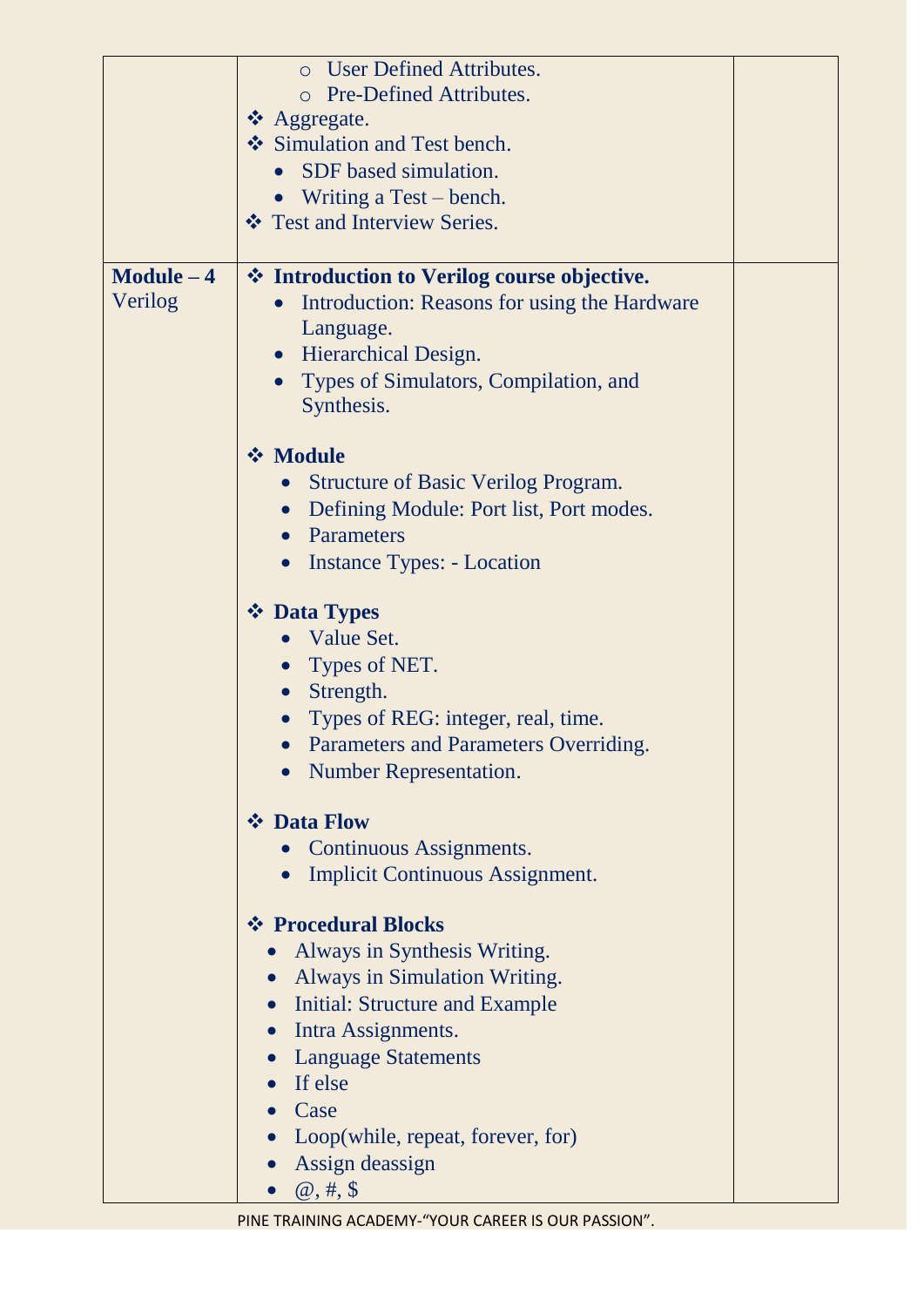| | | |
|---|---|---|
| | ○ User Defined Attributes.<br>○ Pre-Defined Attributes.<br>❖ Aggregate.<br>❖ Simulation and Test bench.<br>• SDF based simulation.<br>• Writing a Test – bench.<br>❖ Test and Interview Series. | |
| **Module – 4**<br>Verilog | ❖ **Introduction to Verilog course objective.**<br>• Introduction: Reasons for using the Hardware Language.<br>• Hierarchical Design.<br>• Types of Simulators, Compilation, and Synthesis.<br><br>❖ **Module**<br>• Structure of Basic Verilog Program.<br>• Defining Module: Port list, Port modes.<br>• Parameters<br>• Instance Types: - Location<br><br>❖ **Data Types**<br>• Value Set.<br>• Types of NET.<br>• Strength.<br>• Types of REG: integer, real, time.<br>• Parameters and Parameters Overriding.<br>• Number Representation.<br><br>❖ **Data Flow**<br>• Continuous Assignments.<br>• Implicit Continuous Assignment.<br><br>❖ **Procedural Blocks**<br>• Always in Synthesis Writing.<br>• Always in Simulation Writing.<br>• Initial: Structure and Example<br>• Intra Assignments.<br>• Language Statements<br>• If else<br>• Case<br>• Loop(while, repeat, forever, for)<br>• Assign deassign<br>• @, #, $ | |

PINE TRAINING ACADEMY-"YOUR CAREER IS OUR PASSION".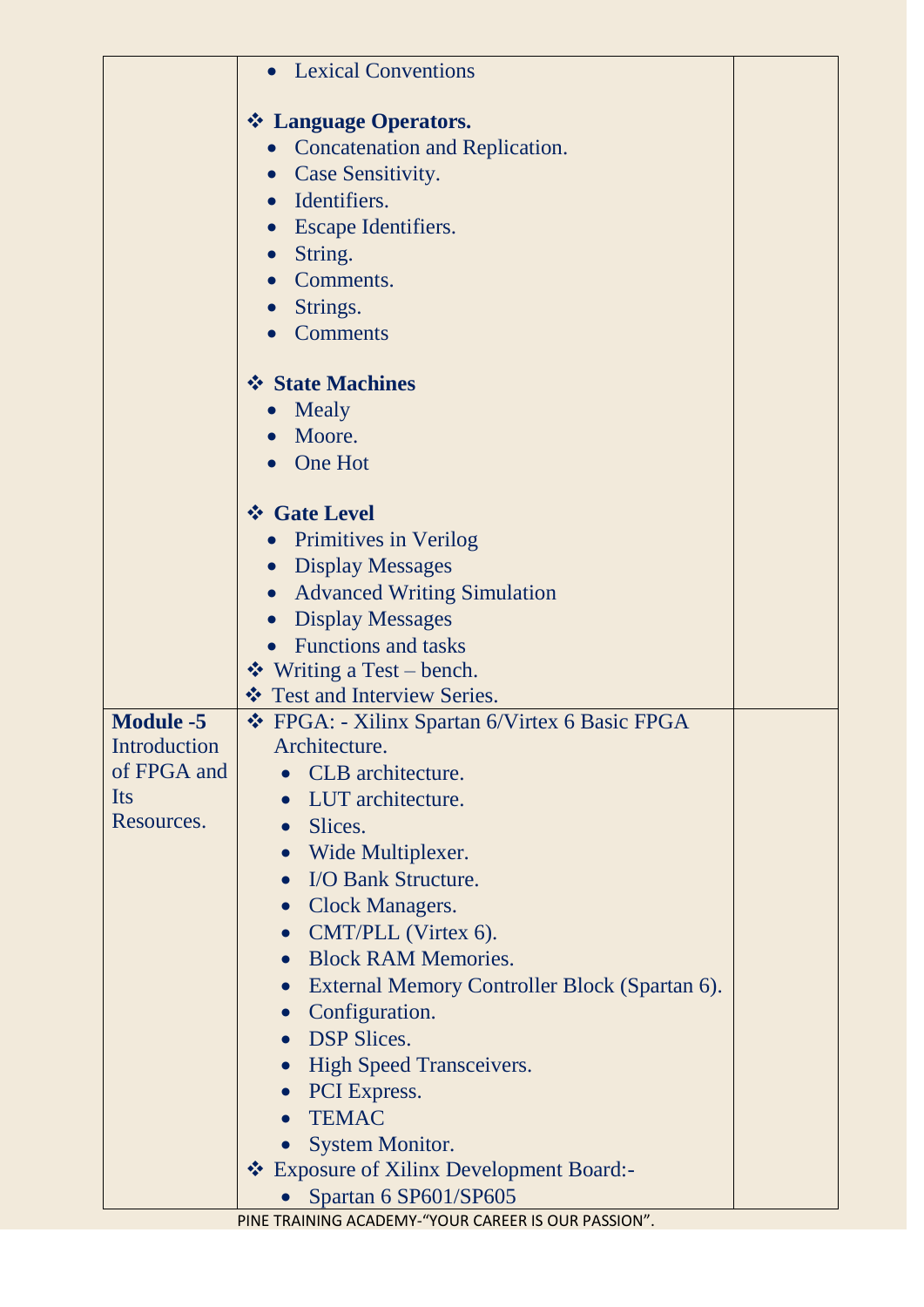| | | |
|---|---|---|
| | • Lexical Conventions<br><br>❖ **Language Operators.**<br>• Concatenation and Replication.<br>• Case Sensitivity.<br>• Identifiers.<br>• Escape Identifiers.<br>• String.<br>• Comments.<br>• Strings.<br>• Comments<br><br>❖ **State Machines**<br>• Mealy<br>• Moore.<br>• One Hot<br><br>❖ **Gate Level**<br>• Primitives in Verilog<br>• Display Messages<br>• Advanced Writing Simulation<br>• Display Messages<br>• Functions and tasks<br>❖ Writing a Test – bench.<br>❖ Test and Interview Series. | |
| **Module -5** Introduction of FPGA and Its Resources. | ❖ FPGA: - Xilinx Spartan 6/Virtex 6 Basic FPGA Architecture.<br>• CLB architecture.<br>• LUT architecture.<br>• Slices.<br>• Wide Multiplexer.<br>• I/O Bank Structure.<br>• Clock Managers.<br>• CMT/PLL (Virtex 6).<br>• Block RAM Memories.<br>• External Memory Controller Block (Spartan 6).<br>• Configuration.<br>• DSP Slices.<br>• High Speed Transceivers.<br>• PCI Express.<br>• TEMAC<br>• System Monitor.<br>❖ Exposure of Xilinx Development Board:-<br>• Spartan 6 SP601/SP605 | |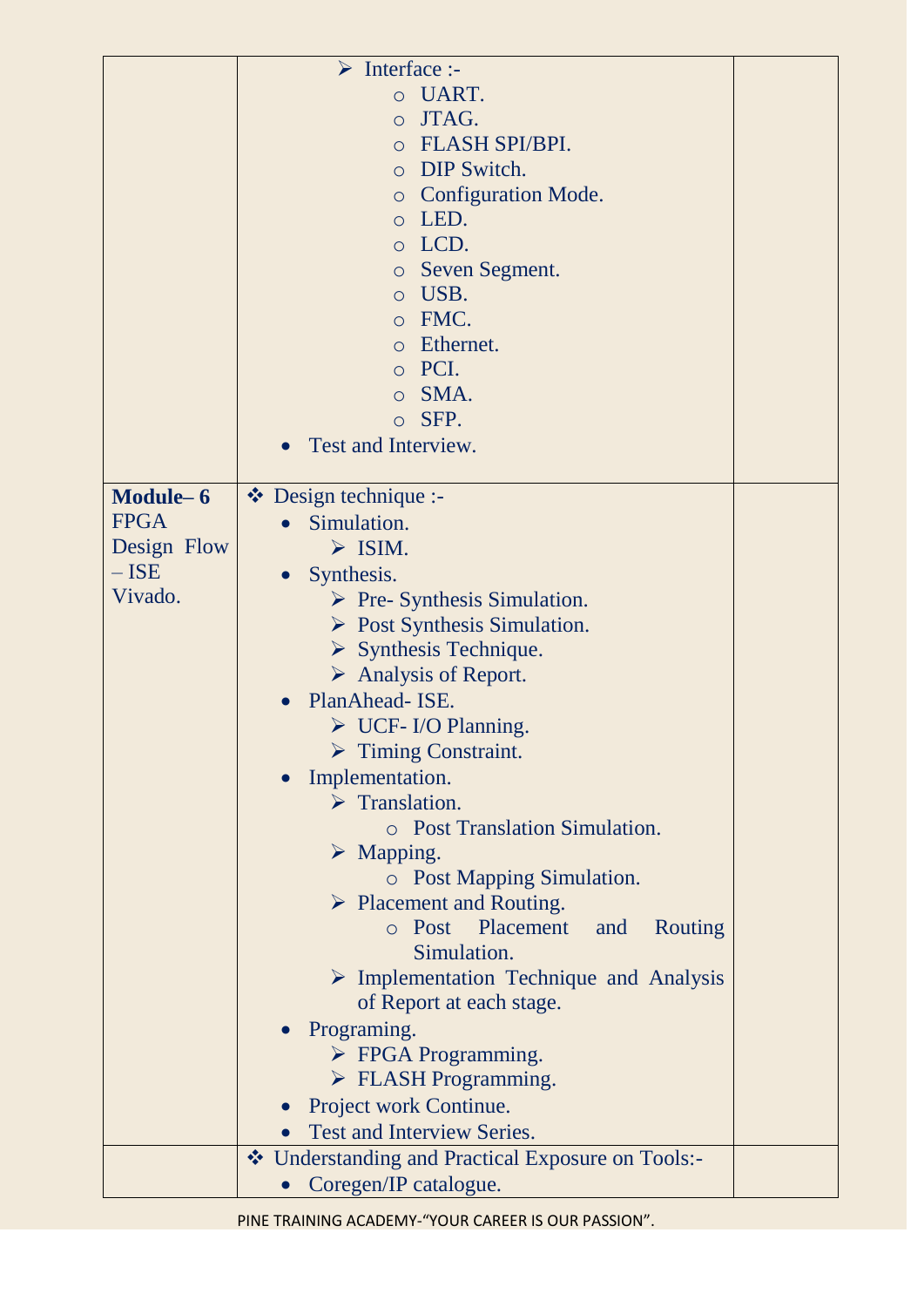| | | |
|---|---|---|
| | ➢ Interface :-<br>○ UART.<br>○ JTAG.<br>○ FLASH SPI/BPI.<br>○ DIP Switch.<br>○ Configuration Mode.<br>○ LED.<br>○ LCD.<br>○ Seven Segment.<br>○ USB.<br>○ FMC.<br>○ Ethernet.<br>○ PCI.<br>○ SMA.<br>○ SFP.<br>• Test and Interview. | |
| **Module– 6** FPGA Design Flow – ISE Vivado. | ❖ Design technique :-<br>• Simulation.<br>➢ ISIM.<br>• Synthesis.<br>➢ Pre- Synthesis Simulation.<br>➢ Post Synthesis Simulation.<br>➢ Synthesis Technique.<br>➢ Analysis of Report.<br>• PlanAhead- ISE.<br>➢ UCF- I/O Planning.<br>➢ Timing Constraint.<br>• Implementation.<br>➢ Translation.<br>○ Post Translation Simulation.<br>➢ Mapping.<br>○ Post Mapping Simulation.<br>➢ Placement and Routing.<br>○ Post Placement and Routing Simulation.<br>➢ Implementation Technique and Analysis of Report at each stage.<br>• Programing.<br>➢ FPGA Programming.<br>➢ FLASH Programming.<br>• Project work Continue.<br>• Test and Interview Series. | |
| | ❖ Understanding and Practical Exposure on Tools:-<br>• Coregen/IP catalogue. | |

PINE TRAINING ACADEMY-"YOUR CAREER IS OUR PASSION".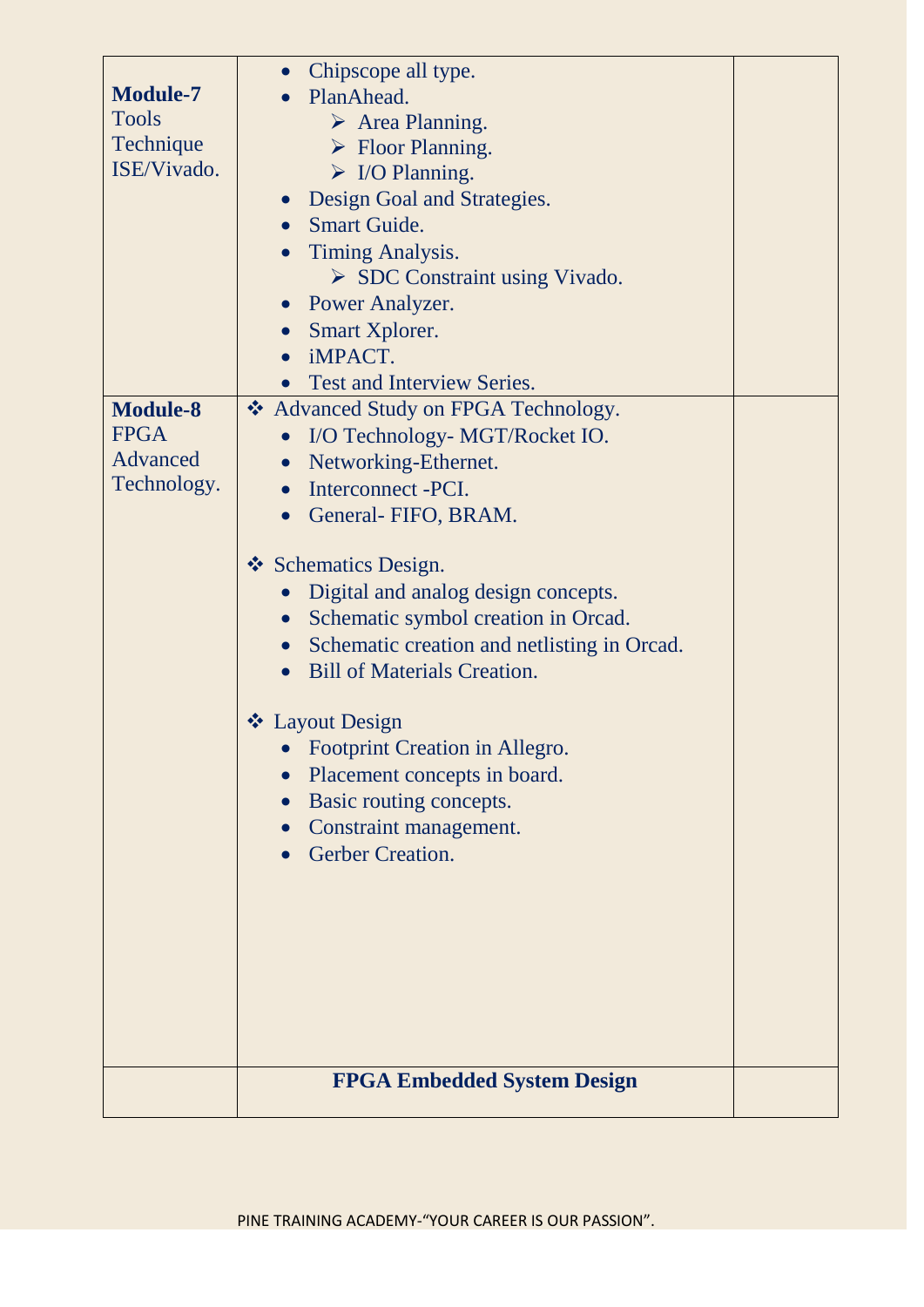| | | |
|---|---|---|
| **Module-7** Tools Technique ISE/Vivado. | • Chipscope all type.<br>• PlanAhead.<br>&nbsp;&nbsp;&nbsp;&nbsp;➢ Area Planning.<br>&nbsp;&nbsp;&nbsp;&nbsp;➢ Floor Planning.<br>&nbsp;&nbsp;&nbsp;&nbsp;➢ I/O Planning.<br>• Design Goal and Strategies.<br>• Smart Guide.<br>• Timing Analysis.<br>&nbsp;&nbsp;&nbsp;&nbsp;➢ SDC Constraint using Vivado.<br>• Power Analyzer.<br>• Smart Xplorer.<br>• iMPACT.<br>• Test and Interview Series. | |
| **Module-8** FPGA Advanced Technology. | ❖ Advanced Study on FPGA Technology.<br>&nbsp;&nbsp;&nbsp;&nbsp;• I/O Technology- MGT/Rocket IO.<br>&nbsp;&nbsp;&nbsp;&nbsp;• Networking-Ethernet.<br>&nbsp;&nbsp;&nbsp;&nbsp;• Interconnect -PCI.<br>&nbsp;&nbsp;&nbsp;&nbsp;• General- FIFO, BRAM.<br><br>❖ Schematics Design.<br>&nbsp;&nbsp;&nbsp;&nbsp;• Digital and analog design concepts.<br>&nbsp;&nbsp;&nbsp;&nbsp;• Schematic symbol creation in Orcad.<br>&nbsp;&nbsp;&nbsp;&nbsp;• Schematic creation and netlisting in Orcad.<br>&nbsp;&nbsp;&nbsp;&nbsp;• Bill of Materials Creation.<br><br>❖ Layout Design<br>&nbsp;&nbsp;&nbsp;&nbsp;• Footprint Creation in Allegro.<br>&nbsp;&nbsp;&nbsp;&nbsp;• Placement concepts in board.<br>&nbsp;&nbsp;&nbsp;&nbsp;• Basic routing concepts.<br>&nbsp;&nbsp;&nbsp;&nbsp;• Constraint management.<br>&nbsp;&nbsp;&nbsp;&nbsp;• Gerber Creation. | |
| | **FPGA Embedded System Design** | |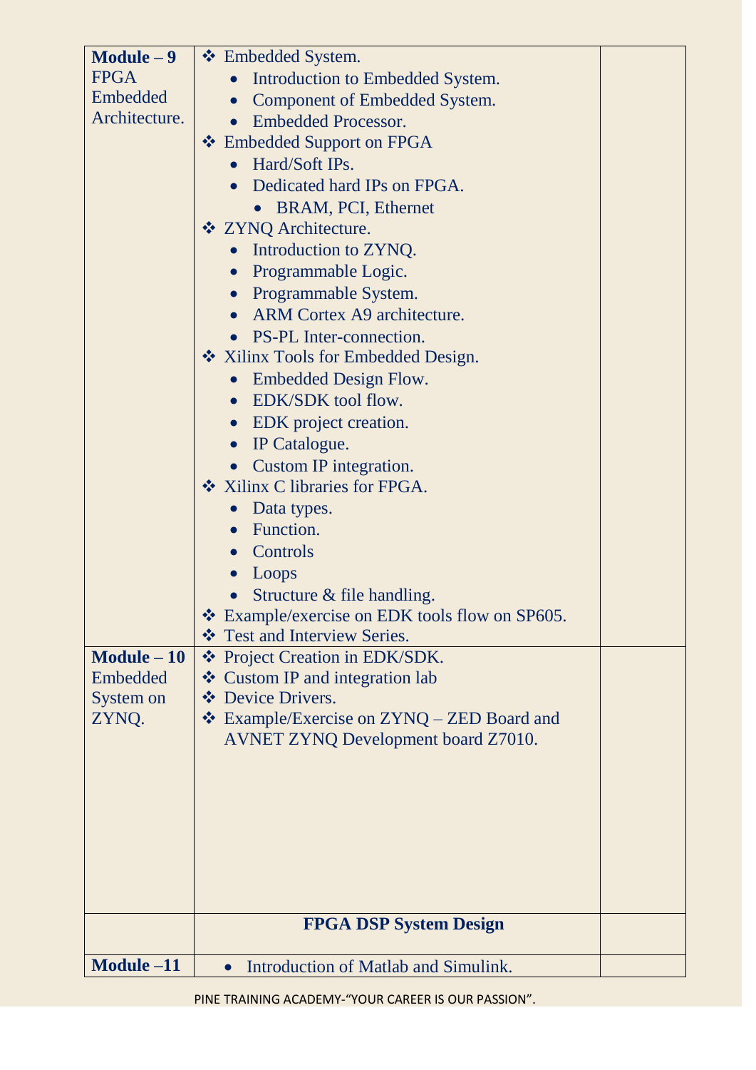| | | |
|---|---|---|
| **Module – 9** FPGA Embedded Architecture. | ❖ Embedded System.<br>• Introduction to Embedded System.<br>• Component of Embedded System.<br>• Embedded Processor.<br>❖ Embedded Support on FPGA<br>• Hard/Soft IPs.<br>• Dedicated hard IPs on FPGA.<br>  • BRAM, PCI, Ethernet<br>❖ ZYNQ Architecture.<br>• Introduction to ZYNQ.<br>• Programmable Logic.<br>• Programmable System.<br>• ARM Cortex A9 architecture.<br>• PS-PL Inter-connection.<br>❖ Xilinx Tools for Embedded Design.<br>• Embedded Design Flow.<br>• EDK/SDK tool flow.<br>• EDK project creation.<br>• IP Catalogue.<br>• Custom IP integration.<br>❖ Xilinx C libraries for FPGA.<br>• Data types.<br>• Function.<br>• Controls<br>• Loops<br>• Structure & file handling.<br>❖ Example/exercise on EDK tools flow on SP605.<br>❖ Test and Interview Series. | |
| **Module – 10** Embedded System on ZYNQ. | ❖ Project Creation in EDK/SDK.<br>❖ Custom IP and integration lab<br>❖ Device Drivers.<br>❖ Example/Exercise on ZYNQ – ZED Board and AVNET ZYNQ Development board Z7010. | |
| | **FPGA DSP System Design** | |
| **Module –11** | • Introduction of Matlab and Simulink. | |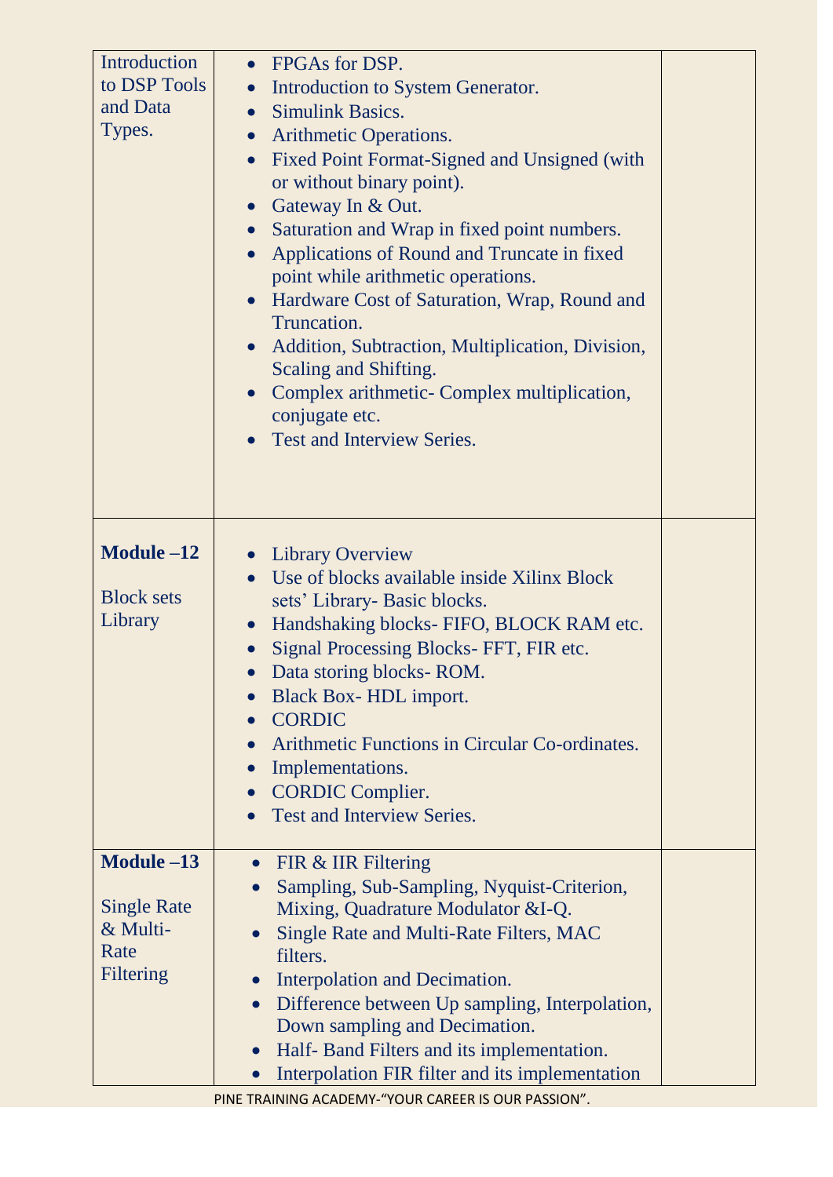| | | |
|---|---|---|
| Introduction to DSP Tools and Data Types. | • FPGAs for DSP.<br>• Introduction to System Generator.<br>• Simulink Basics.<br>• Arithmetic Operations.<br>• Fixed Point Format-Signed and Unsigned (with or without binary point).<br>• Gateway In & Out.<br>• Saturation and Wrap in fixed point numbers.<br>• Applications of Round and Truncate in fixed point while arithmetic operations.<br>• Hardware Cost of Saturation, Wrap, Round and Truncation.<br>• Addition, Subtraction, Multiplication, Division, Scaling and Shifting.<br>• Complex arithmetic- Complex multiplication, conjugate etc.<br>• Test and Interview Series. | |
| **Module –12**<br><br>Block sets Library | • Library Overview<br>• Use of blocks available inside Xilinx Block sets' Library- Basic blocks.<br>• Handshaking blocks- FIFO, BLOCK RAM etc.<br>• Signal Processing Blocks- FFT, FIR etc.<br>• Data storing blocks- ROM.<br>• Black Box- HDL import.<br>• CORDIC<br>• Arithmetic Functions in Circular Co-ordinates.<br>• Implementations.<br>• CORDIC Complier.<br>• Test and Interview Series. | |
| **Module –13**<br><br>Single Rate & Multi-Rate Filtering | • FIR & IIR Filtering<br>• Sampling, Sub-Sampling, Nyquist-Criterion, Mixing, Quadrature Modulator &I-Q.<br>• Single Rate and Multi-Rate Filters, MAC filters.<br>• Interpolation and Decimation.<br>• Difference between Up sampling, Interpolation, Down sampling and Decimation.<br>• Half- Band Filters and its implementation.<br>• Interpolation FIR filter and its implementation | |

PINE TRAINING ACADEMY-"YOUR CAREER IS OUR PASSION".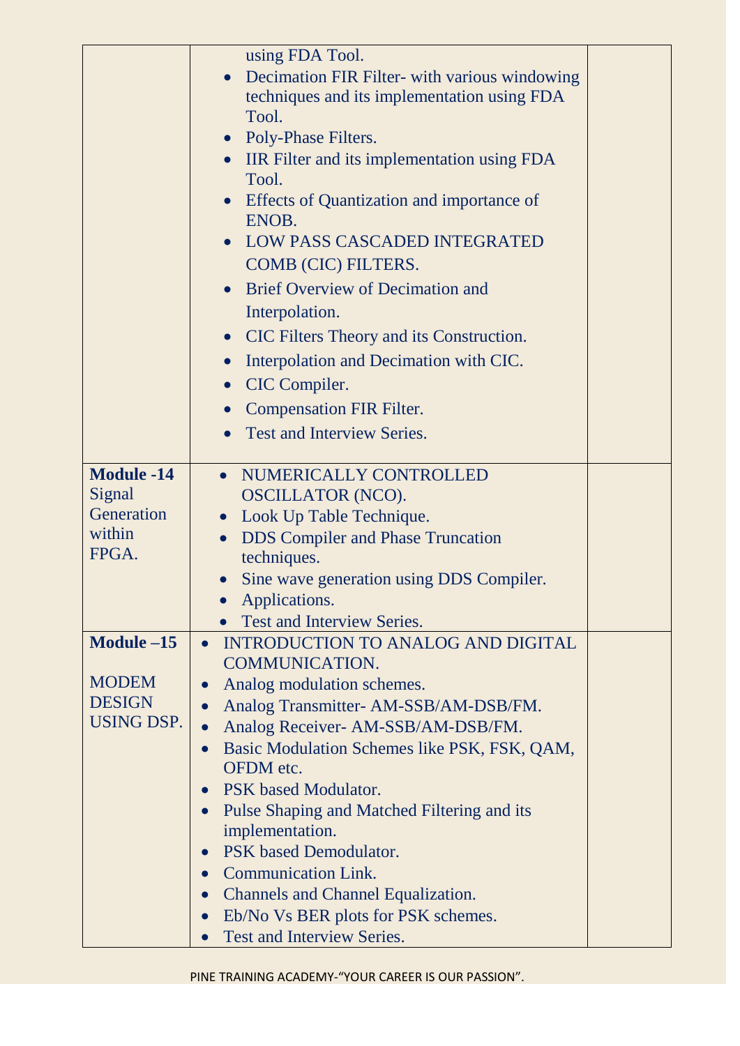| | | |
|---|---|---|
| | using FDA Tool.<br>• Decimation FIR Filter- with various windowing techniques and its implementation using FDA Tool.<br>• Poly-Phase Filters.<br>• IIR Filter and its implementation using FDA Tool.<br>• Effects of Quantization and importance of ENOB.<br>• LOW PASS CASCADED INTEGRATED COMB (CIC) FILTERS.<br>• Brief Overview of Decimation and Interpolation.<br>• CIC Filters Theory and its Construction.<br>• Interpolation and Decimation with CIC.<br>• CIC Compiler.<br>• Compensation FIR Filter.<br>• Test and Interview Series. | |
| **Module -14** Signal Generation within FPGA. | • NUMERICALLY CONTROLLED OSCILLATOR (NCO).<br>• Look Up Table Technique.<br>• DDS Compiler and Phase Truncation techniques.<br>• Sine wave generation using DDS Compiler.<br>• Applications.<br>• Test and Interview Series. | |
| **Module –15** MODEM DESIGN USING DSP. | • INTRODUCTION TO ANALOG AND DIGITAL COMMUNICATION.<br>• Analog modulation schemes.<br>• Analog Transmitter- AM-SSB/AM-DSB/FM.<br>• Analog Receiver- AM-SSB/AM-DSB/FM.<br>• Basic Modulation Schemes like PSK, FSK, QAM, OFDM etc.<br>• PSK based Modulator.<br>• Pulse Shaping and Matched Filtering and its implementation.<br>• PSK based Demodulator.<br>• Communication Link.<br>• Channels and Channel Equalization.<br>• Eb/No Vs BER plots for PSK schemes.<br>• Test and Interview Series. | |

PINE TRAINING ACADEMY-"YOUR CAREER IS OUR PASSION".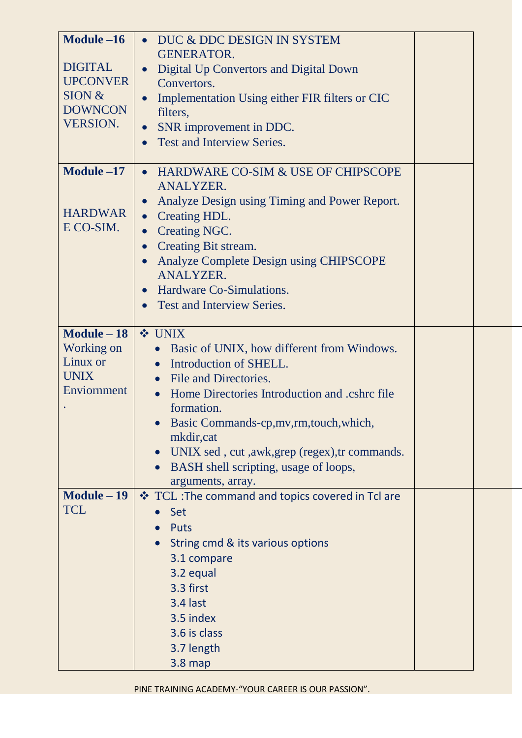| Module | Topics | |
|---|---|---|
| **Module –16** <br><br> DIGITAL UPCONVERSION & DOWNCONVERSION. | • DUC & DDC DESIGN IN SYSTEM GENERATOR. <br> • Digital Up Convertors and Digital Down Convertors. <br> • Implementation Using either FIR filters or CIC filters, <br> • SNR improvement in DDC. <br> • Test and Interview Series. | |
| **Module –17** <br><br> HARDWARE CO-SIM. | • HARDWARE CO-SIM & USE OF CHIPSCOPE ANALYZER. <br> • Analyze Design using Timing and Power Report. <br> • Creating HDL. <br> • Creating NGC. <br> • Creating Bit stream. <br> • Analyze Complete Design using CHIPSCOPE ANALYZER. <br> • Hardware Co-Simulations. <br> • Test and Interview Series. | |
| **Module – 18** <br> Working on Linux or UNIX Enviornment. | ❖ UNIX <br> • Basic of UNIX, how different from Windows. <br> • Introduction of SHELL. <br> • File and Directories. <br> • Home Directories Introduction and .cshrc file formation. <br> • Basic Commands-cp,mv,rm,touch,which, mkdir,cat <br> • UNIX sed , cut ,awk,grep (regex),tr commands. <br> • BASH shell scripting, usage of loops, arguments, array. | |
| **Module – 19** <br> TCL | ❖ TCL :The command and topics covered in Tcl are <br> • Set <br> • Puts <br> • String cmd & its various options <br> 3.1 compare <br> 3.2 equal <br> 3.3 first <br> 3.4 last <br> 3.5 index <br> 3.6 is class <br> 3.7 length <br> 3.8 map | |

PINE TRAINING ACADEMY-"YOUR CAREER IS OUR PASSION".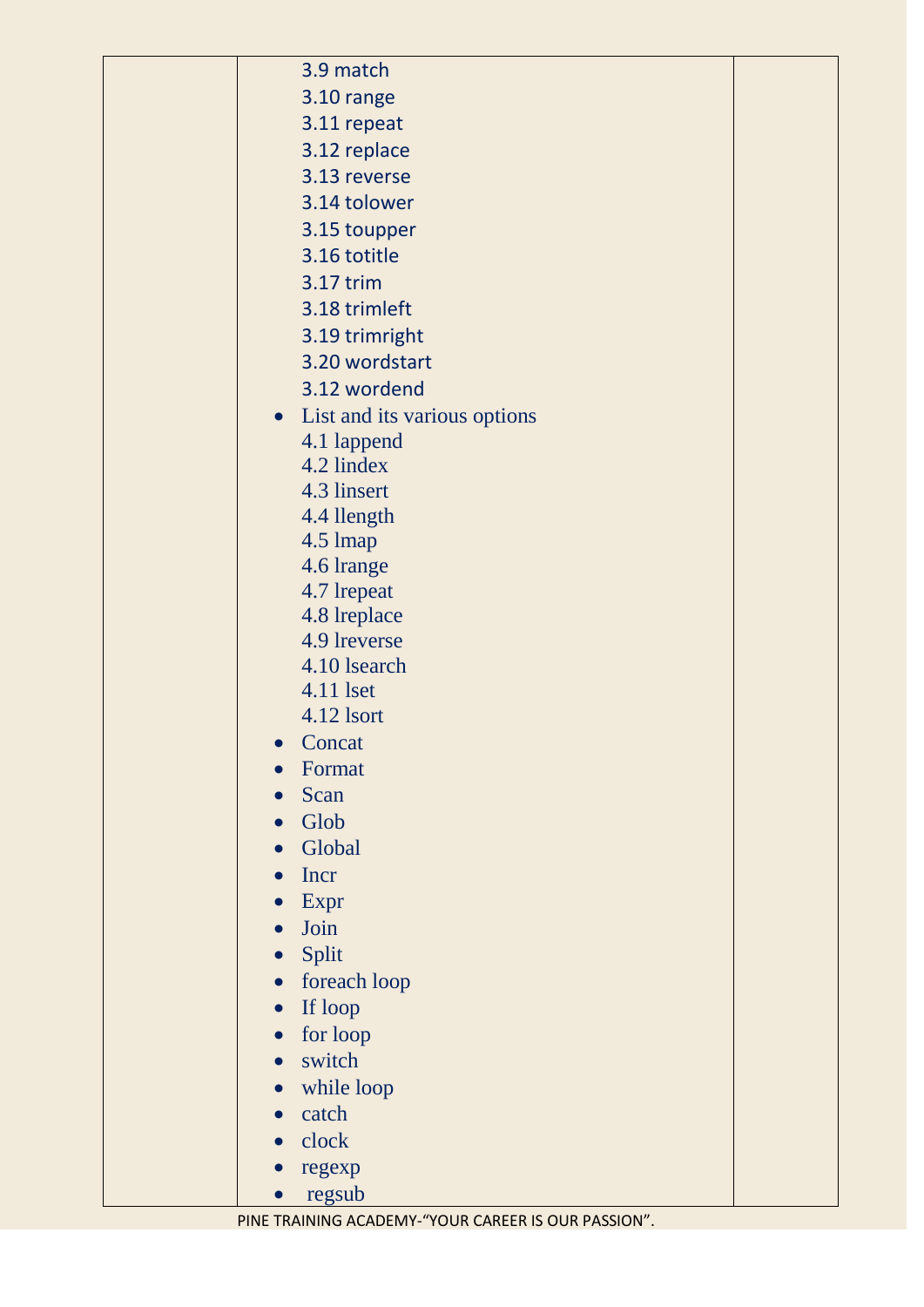| | | |
|---|---|---|
| | 3.9 match<br>3.10 range<br>3.11 repeat<br>3.12 replace<br>3.13 reverse<br>3.14 tolower<br>3.15 toupper<br>3.16 totitle<br>3.17 trim<br>3.18 trimleft<br>3.19 trimright<br>3.20 wordstart<br>3.12 wordend<br>• List and its various options<br>4.1 lappend<br>4.2 lindex<br>4.3 linsert<br>4.4 llength<br>4.5 lmap<br>4.6 lrange<br>4.7 lrepeat<br>4.8 lreplace<br>4.9 lreverse<br>4.10 lsearch<br>4.11 lset<br>4.12 lsort<br>• Concat<br>• Format<br>• Scan<br>• Glob<br>• Global<br>• Incr<br>• Expr<br>• Join<br>• Split<br>• foreach loop<br>• If loop<br>• for loop<br>• switch<br>• while loop<br>• catch<br>• clock<br>• regexp<br>• regsub | |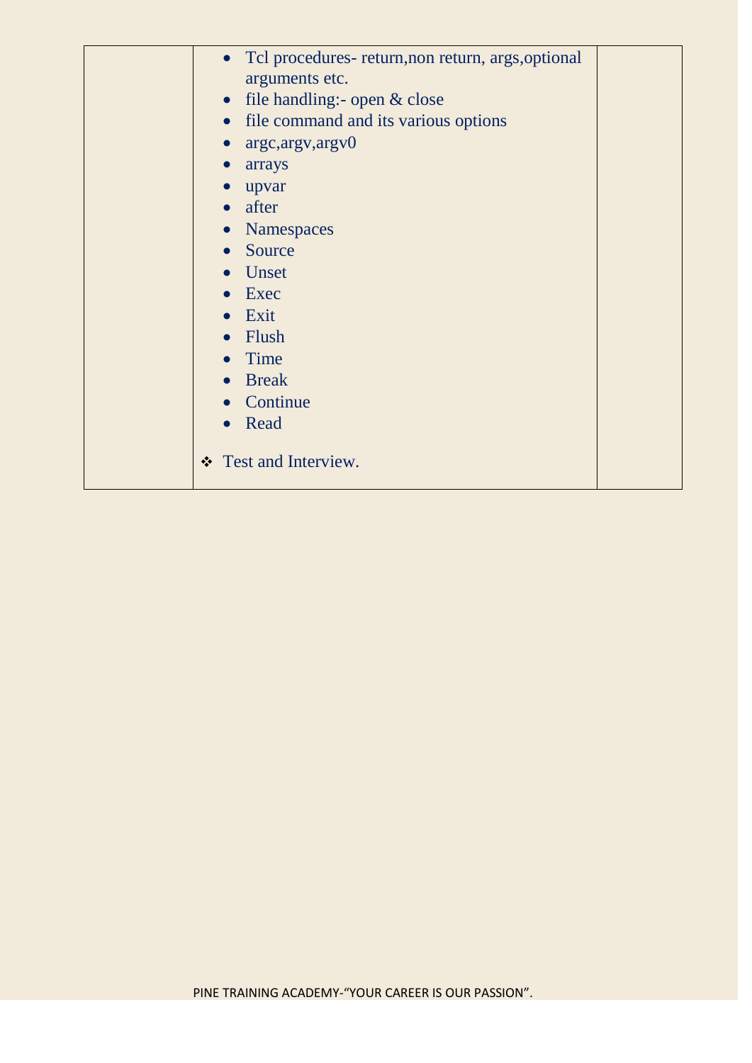| | | |
|---|---|---|
| | • Tcl procedures- return,non return, args,optional arguments etc.<br>• file handling:- open & close<br>• file command and its various options<br>• argc,argv,argv0<br>• arrays<br>• upvar<br>• after<br>• Namespaces<br>• Source<br>• Unset<br>• Exec<br>• Exit<br>• Flush<br>• Time<br>• Break<br>• Continue<br>• Read<br><br>❖ Test and Interview. | |